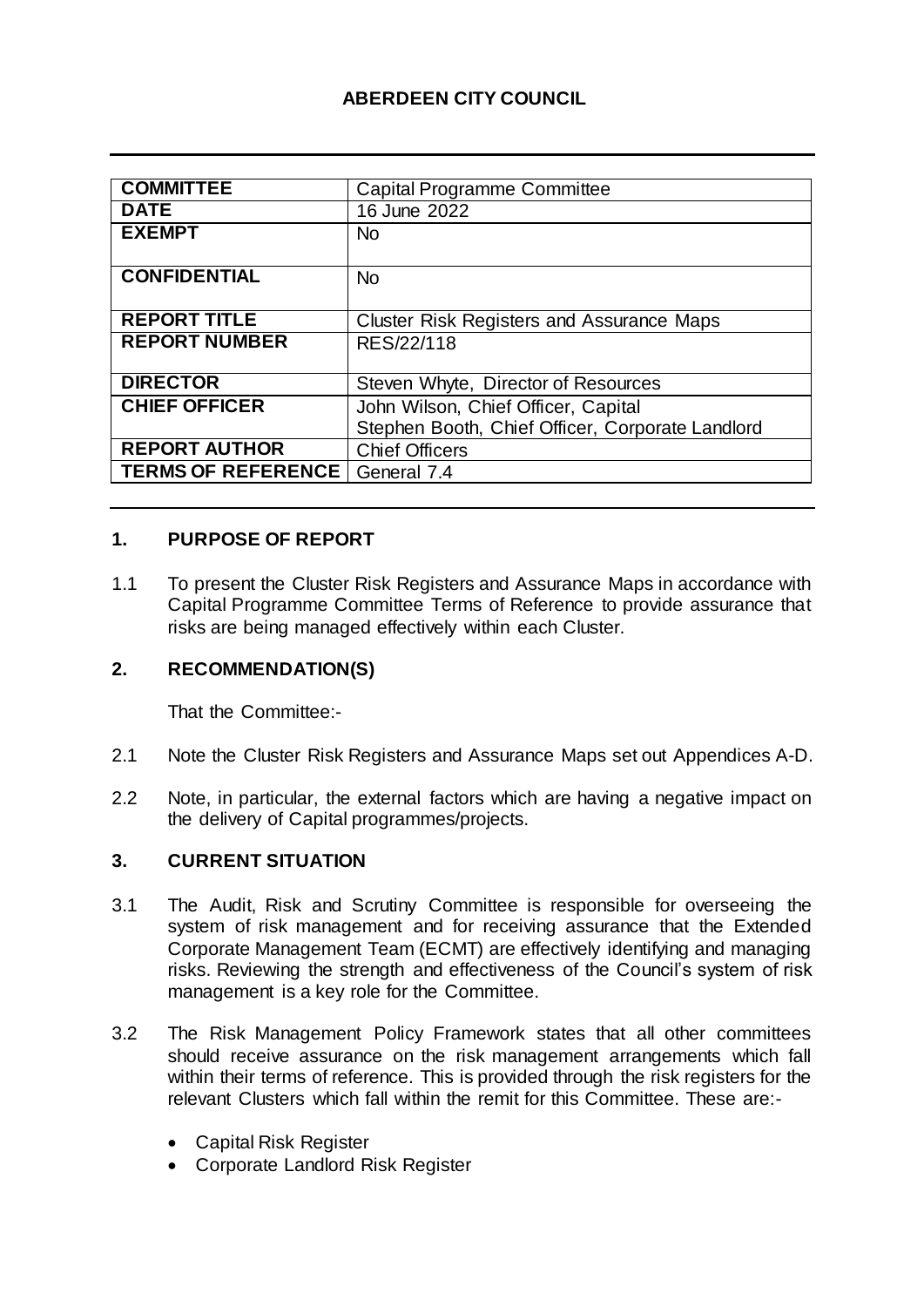# ABERDEEN CITY COUNCIL

| COMMITTEE | Capital Programme Committee |
|---|---|
| DATE | 16 June 2022 |
| EXEMPT | No |
| CONFIDENTIAL | No |
| REPORT TITLE | Cluster Risk Registers and Assurance Maps |
| REPORT NUMBER | RES/22/118 |
| DIRECTOR | Steven Whyte, Director of Resources |
| CHIEF OFFICER | John Wilson, Chief Officer, Capital<br>Stephen Booth, Chief Officer, Corporate Landlord |
| REPORT AUTHOR | Chief Officers |
| TERMS OF REFERENCE | General 7.4 |

## 1. PURPOSE OF REPORT

1.1 To present the Cluster Risk Registers and Assurance Maps in accordance with Capital Programme Committee Terms of Reference to provide assurance that risks are being managed effectively within each Cluster.

## 2. RECOMMENDATION(S)

That the Committee:-

2.1 Note the Cluster Risk Registers and Assurance Maps set out Appendices A-D.

2.2 Note, in particular, the external factors which are having a negative impact on the delivery of Capital programmes/projects.

## 3. CURRENT SITUATION

3.1 The Audit, Risk and Scrutiny Committee is responsible for overseeing the system of risk management and for receiving assurance that the Extended Corporate Management Team (ECMT) are effectively identifying and managing risks. Reviewing the strength and effectiveness of the Council's system of risk management is a key role for the Committee.

3.2 The Risk Management Policy Framework states that all other committees should receive assurance on the risk management arrangements which fall within their terms of reference. This is provided through the risk registers for the relevant Clusters which fall within the remit for this Committee. These are:-

- Capital Risk Register
- Corporate Landlord Risk Register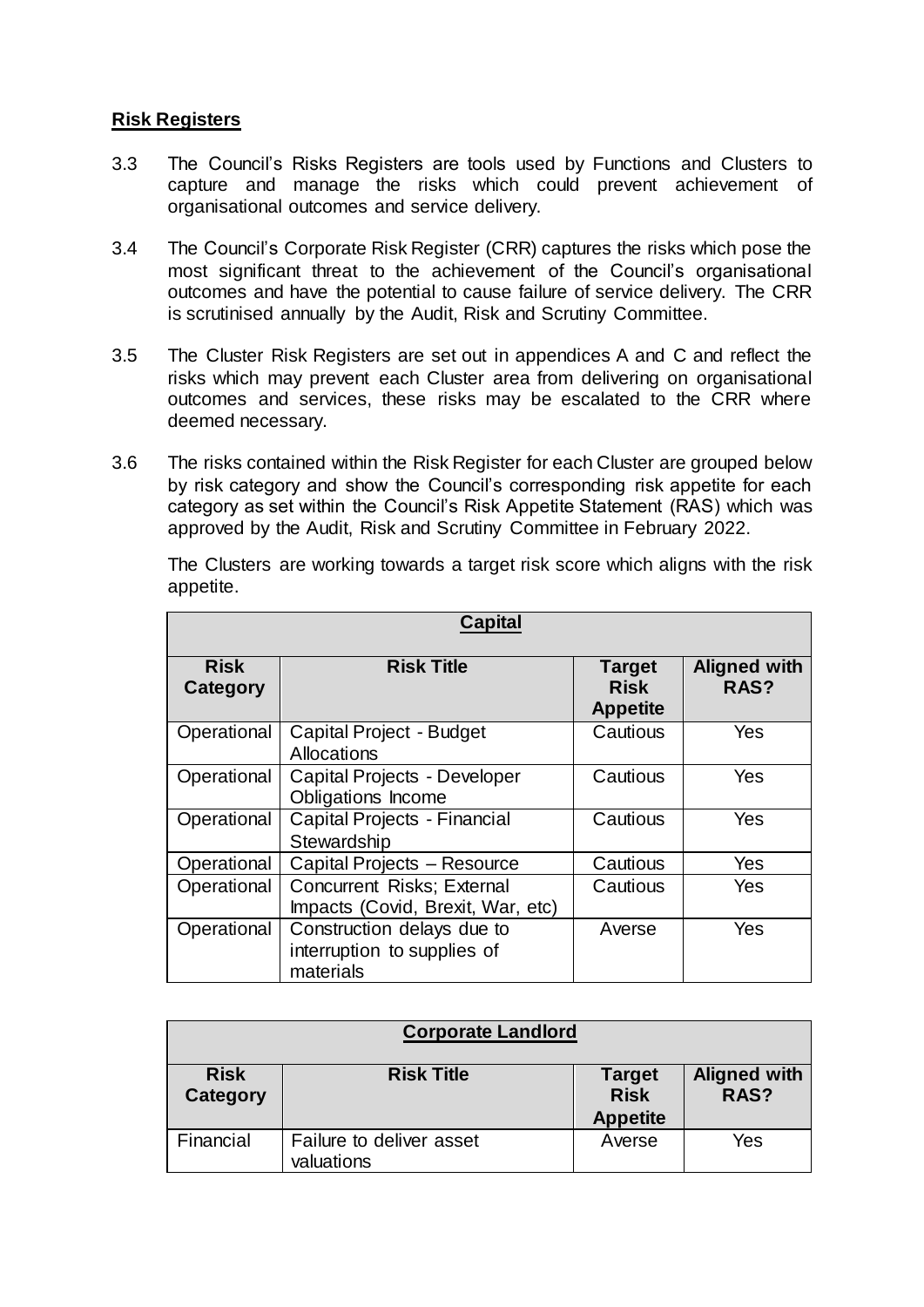**Risk Registers**

3.3 The Council's Risks Registers are tools used by Functions and Clusters to capture and manage the risks which could prevent achievement of organisational outcomes and service delivery.

3.4 The Council's Corporate Risk Register (CRR) captures the risks which pose the most significant threat to the achievement of the Council's organisational outcomes and have the potential to cause failure of service delivery. The CRR is scrutinised annually by the Audit, Risk and Scrutiny Committee.

3.5 The Cluster Risk Registers are set out in appendices A and C and reflect the risks which may prevent each Cluster area from delivering on organisational outcomes and services, these risks may be escalated to the CRR where deemed necessary.

3.6 The risks contained within the Risk Register for each Cluster are grouped below by risk category and show the Council's corresponding risk appetite for each category as set within the Council's Risk Appetite Statement (RAS) which was approved by the Audit, Risk and Scrutiny Committee in February 2022.

The Clusters are working towards a target risk score which aligns with the risk appetite.

| **Capital** | | | |
|---|---|---|---|
| **Risk Category** | **Risk Title** | **Target Risk Appetite** | **Aligned with RAS?** |
| Operational | Capital Project - Budget Allocations | Cautious | Yes |
| Operational | Capital Projects - Developer Obligations Income | Cautious | Yes |
| Operational | Capital Projects - Financial Stewardship | Cautious | Yes |
| Operational | Capital Projects – Resource | Cautious | Yes |
| Operational | Concurrent Risks; External Impacts (Covid, Brexit, War, etc) | Cautious | Yes |
| Operational | Construction delays due to interruption to supplies of materials | Averse | Yes |

| **Corporate Landlord** | | | |
|---|---|---|---|
| **Risk Category** | **Risk Title** | **Target Risk Appetite** | **Aligned with RAS?** |
| Financial | Failure to deliver asset valuations | Averse | Yes |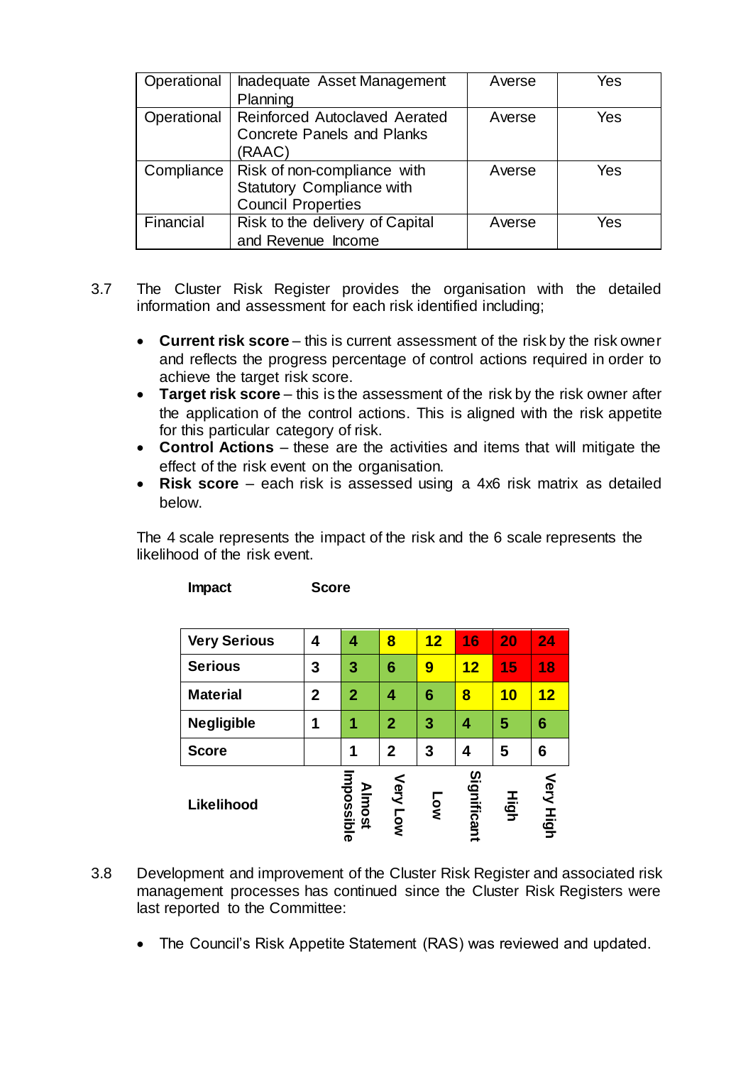| Operational | Inadequate Asset Management Planning | Averse | Yes |
|---|---|---|---|
| Operational | Reinforced Autoclaved Aerated Concrete Panels and Planks (RAAC) | Averse | Yes |
| Compliance | Risk of non-compliance with Statutory Compliance with Council Properties | Averse | Yes |
| Financial | Risk to the delivery of Capital and Revenue Income | Averse | Yes |

3.7 The Cluster Risk Register provides the organisation with the detailed information and assessment for each risk identified including;

- **Current risk score** – this is current assessment of the risk by the risk owner and reflects the progress percentage of control actions required in order to achieve the target risk score.
- **Target risk score** – this is the assessment of the risk by the risk owner after the application of the control actions. This is aligned with the risk appetite for this particular category of risk.
- **Control Actions** – these are the activities and items that will mitigate the effect of the risk event on the organisation.
- **Risk score** – each risk is assessed using a 4x6 risk matrix as detailed below.

The 4 scale represents the impact of the risk and the 6 scale represents the likelihood of the risk event.

| **Impact** | **Score** | | | | | | |
|---|---|---|---|---|---|---|---|
| **Very Serious** | **4** | **4** | **8** | **12** | **16** | **20** | **24** |
| **Serious** | **3** | **3** | **6** | **9** | **12** | **15** | **18** |
| **Material** | **2** | **2** | **4** | **6** | **8** | **10** | **12** |
| **Negligible** | **1** | **1** | **2** | **3** | **4** | **5** | **6** |
| **Score** | | **1** | **2** | **3** | **4** | **5** | **6** |
| **Likelihood** | | **Almost Impossible** | **Very Low** | **Low** | **Significant** | **High** | **Very High** |

3.8 Development and improvement of the Cluster Risk Register and associated risk management processes has continued since the Cluster Risk Registers were last reported to the Committee:

- The Council's Risk Appetite Statement (RAS) was reviewed and updated.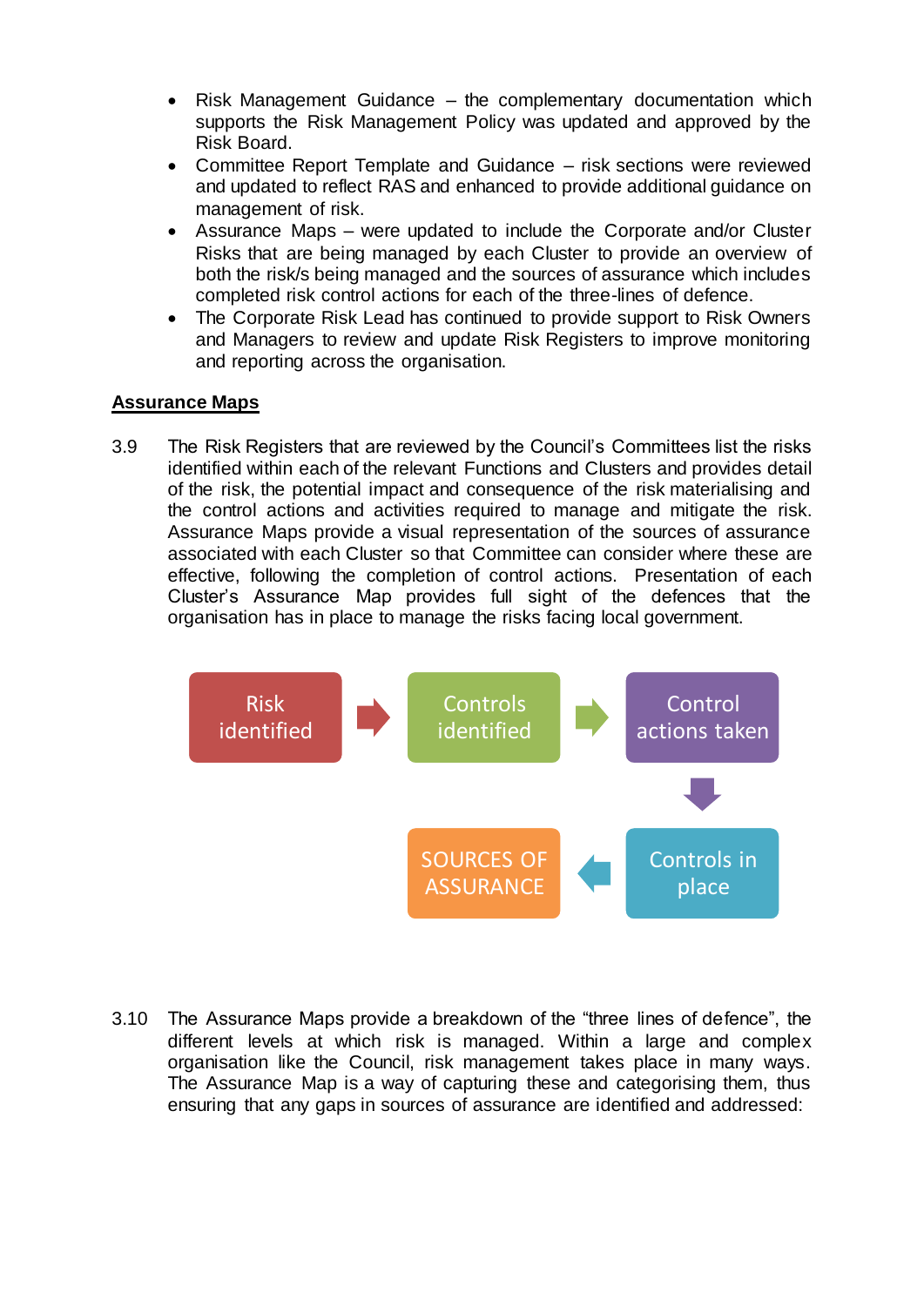- Risk Management Guidance – the complementary documentation which supports the Risk Management Policy was updated and approved by the Risk Board.
- Committee Report Template and Guidance – risk sections were reviewed and updated to reflect RAS and enhanced to provide additional guidance on management of risk.
- Assurance Maps – were updated to include the Corporate and/or Cluster Risks that are being managed by each Cluster to provide an overview of both the risk/s being managed and the sources of assurance which includes completed risk control actions for each of the three-lines of defence.
- The Corporate Risk Lead has continued to provide support to Risk Owners and Managers to review and update Risk Registers to improve monitoring and reporting across the organisation.

**Assurance Maps**

3.9 The Risk Registers that are reviewed by the Council's Committees list the risks identified within each of the relevant Functions and Clusters and provides detail of the risk, the potential impact and consequence of the risk materialising and the control actions and activities required to manage and mitigate the risk. Assurance Maps provide a visual representation of the sources of assurance associated with each Cluster so that Committee can consider where these are effective, following the completion of control actions. Presentation of each Cluster's Assurance Map provides full sight of the defences that the organisation has in place to manage the risks facing local government.

Risk identified → Controls identified → Control actions taken → Controls in place → SOURCES OF ASSURANCE

3.10 The Assurance Maps provide a breakdown of the "three lines of defence", the different levels at which risk is managed. Within a large and complex organisation like the Council, risk management takes place in many ways. The Assurance Map is a way of capturing these and categorising them, thus ensuring that any gaps in sources of assurance are identified and addressed: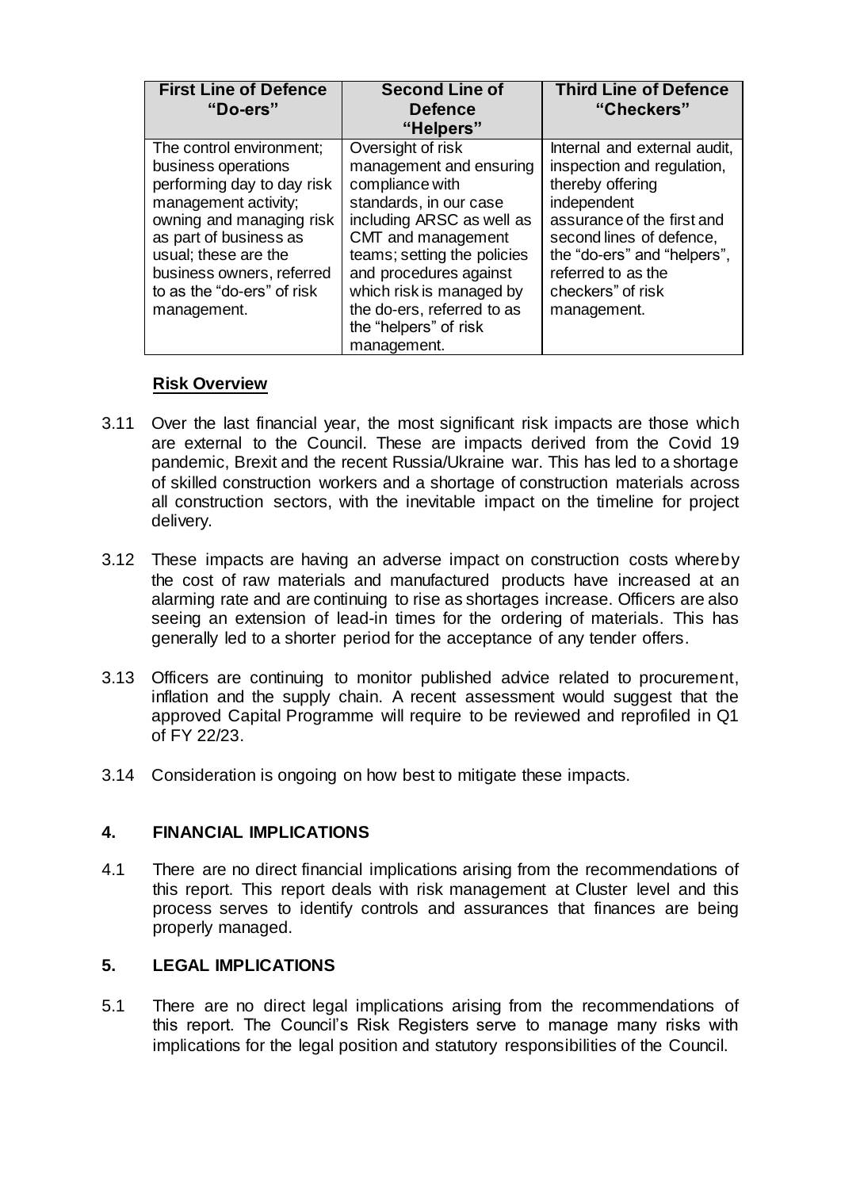| First Line of Defence "Do-ers" | Second Line of Defence "Helpers" | Third Line of Defence "Checkers" |
|---|---|---|
| The control environment; business operations performing day to day risk management activity; owning and managing risk as part of business as usual; these are the business owners, referred to as the "do-ers" of risk management. | Oversight of risk management and ensuring compliance with standards, in our case including ARSC as well as CMT and management teams; setting the policies and procedures against which risk is managed by the do-ers, referred to as the "helpers" of risk management. | Internal and external audit, inspection and regulation, thereby offering independent assurance of the first and second lines of defence, the "do-ers" and "helpers", referred to as the checkers" of risk management. |

**Risk Overview**

3.11 Over the last financial year, the most significant risk impacts are those which are external to the Council. These are impacts derived from the Covid 19 pandemic, Brexit and the recent Russia/Ukraine war. This has led to a shortage of skilled construction workers and a shortage of construction materials across all construction sectors, with the inevitable impact on the timeline for project delivery.

3.12 These impacts are having an adverse impact on construction costs whereby the cost of raw materials and manufactured products have increased at an alarming rate and are continuing to rise as shortages increase. Officers are also seeing an extension of lead-in times for the ordering of materials. This has generally led to a shorter period for the acceptance of any tender offers.

3.13 Officers are continuing to monitor published advice related to procurement, inflation and the supply chain. A recent assessment would suggest that the approved Capital Programme will require to be reviewed and reprofiled in Q1 of FY 22/23.

3.14 Consideration is ongoing on how best to mitigate these impacts.

## 4. FINANCIAL IMPLICATIONS

4.1 There are no direct financial implications arising from the recommendations of this report. This report deals with risk management at Cluster level and this process serves to identify controls and assurances that finances are being properly managed.

## 5. LEGAL IMPLICATIONS

5.1 There are no direct legal implications arising from the recommendations of this report. The Council's Risk Registers serve to manage many risks with implications for the legal position and statutory responsibilities of the Council.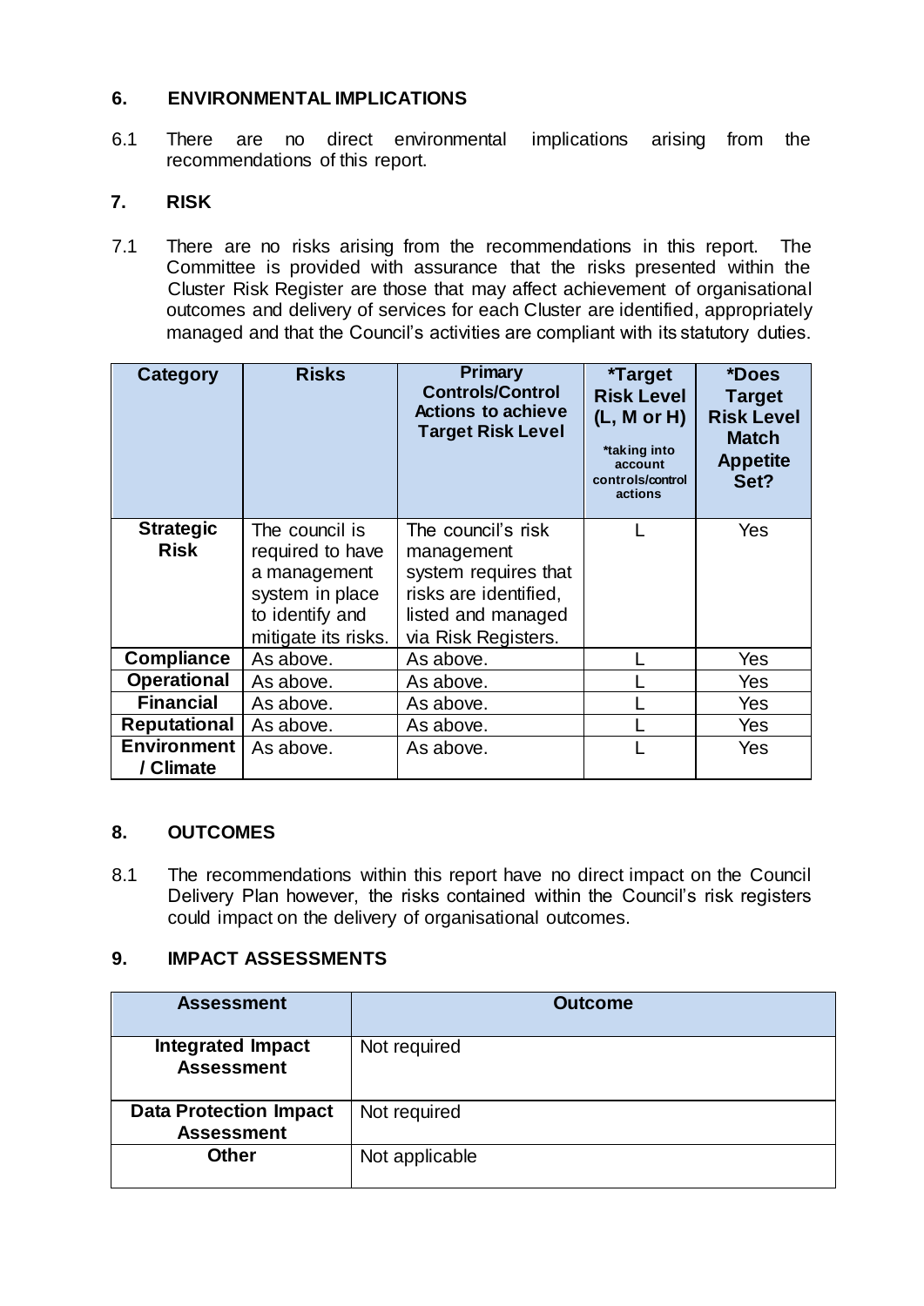## 6. ENVIRONMENTAL IMPLICATIONS

6.1 There are no direct environmental implications arising from the recommendations of this report.

## 7. RISK

7.1 There are no risks arising from the recommendations in this report. The Committee is provided with assurance that the risks presented within the Cluster Risk Register are those that may affect achievement of organisational outcomes and delivery of services for each Cluster are identified, appropriately managed and that the Council's activities are compliant with its statutory duties.

| Category | Risks | Primary Controls/Control Actions to achieve Target Risk Level | *Target Risk Level (L, M or H) *taking into account controls/control actions | *Does Target Risk Level Match Appetite Set? |
|---|---|---|---|---|
| **Strategic Risk** | The council is required to have a management system in place to identify and mitigate its risks. | The council's risk management system requires that risks are identified, listed and managed via Risk Registers. | L | Yes |
| **Compliance** | As above. | As above. | L | Yes |
| **Operational** | As above. | As above. | L | Yes |
| **Financial** | As above. | As above. | L | Yes |
| **Reputational** | As above. | As above. | L | Yes |
| **Environment / Climate** | As above. | As above. | L | Yes |

## 8. OUTCOMES

8.1 The recommendations within this report have no direct impact on the Council Delivery Plan however, the risks contained within the Council's risk registers could impact on the delivery of organisational outcomes.

## 9. IMPACT ASSESSMENTS

| Assessment | Outcome |
|---|---|
| **Integrated Impact Assessment** | Not required |
| **Data Protection Impact Assessment** | Not required |
| **Other** | Not applicable |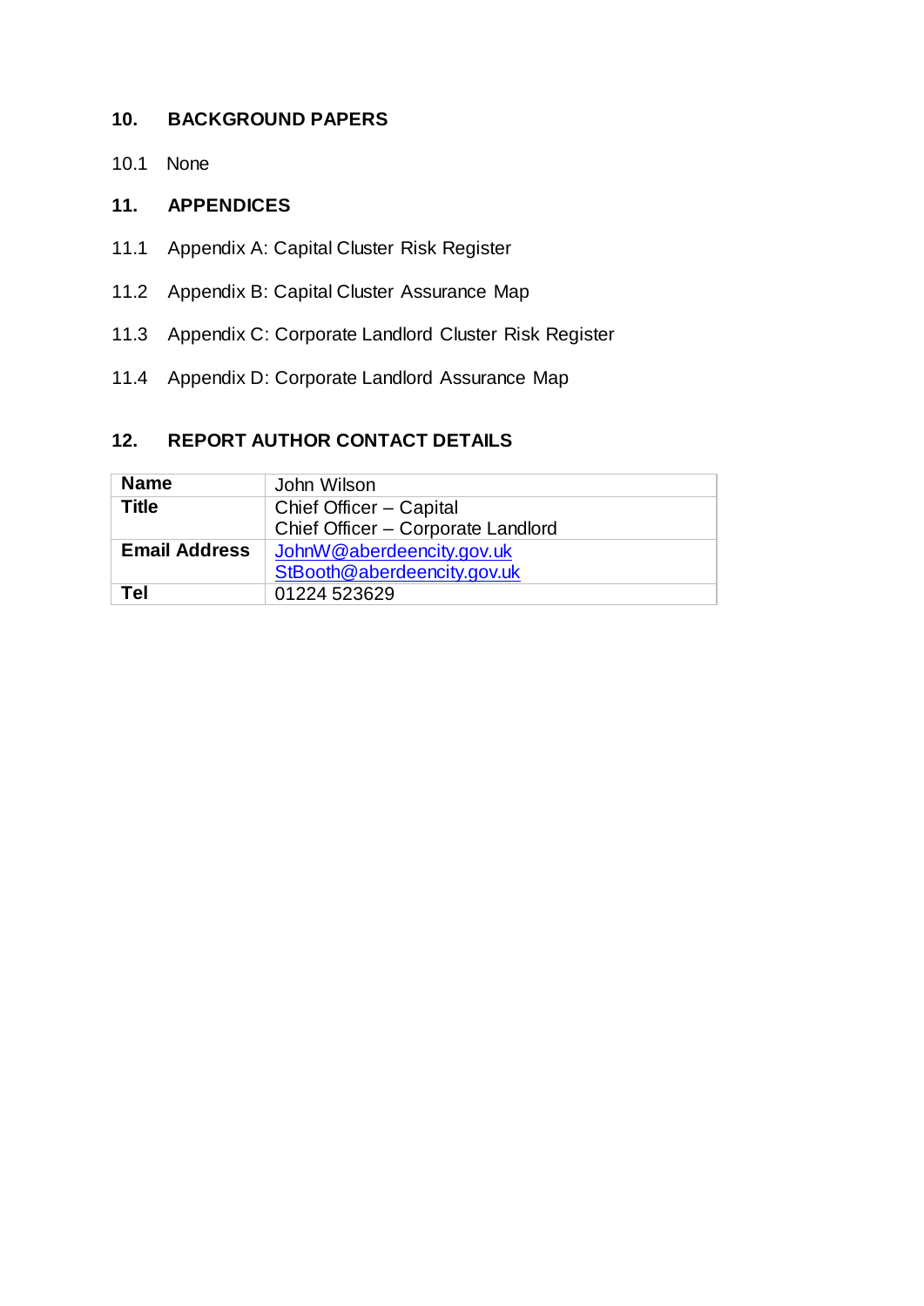## 10. BACKGROUND PAPERS

10.1 None

## 11. APPENDICES

11.1 Appendix A: Capital Cluster Risk Register

11.2 Appendix B: Capital Cluster Assurance Map

11.3 Appendix C: Corporate Landlord Cluster Risk Register

11.4 Appendix D: Corporate Landlord Assurance Map

## 12. REPORT AUTHOR CONTACT DETAILS

| | |
|---|---|
| **Name** | John Wilson |
| **Title** | Chief Officer – Capital<br>Chief Officer – Corporate Landlord |
| **Email Address** | JohnW@aberdeencity.gov.uk<br>StBooth@aberdeencity.gov.uk |
| **Tel** | 01224 523629 |